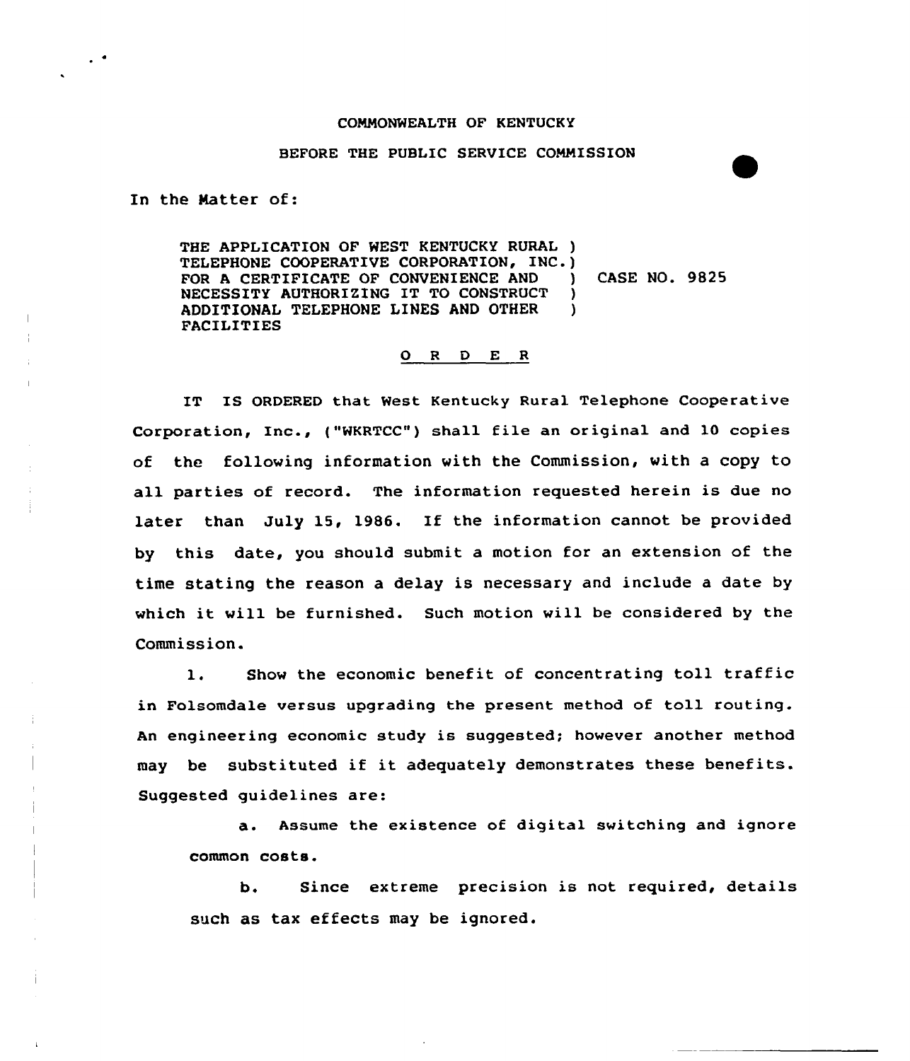COMMONWEALTH OF KENTUCKY

BEFORE THE PUBLIC SERVICE COMMISSION

In the Matter of:

THE APPLICATION OF WEST KENTUCKY RURAL TELEPHONE COOPERATIVE CORPORATION, INC. FOR A CERTIFICATE OF CONVENIENCE AND NECESSITY AUTHORIZING IT TO CONSTRUCT ADDITIONAL TELEPHONE LINES AND OTHER FACILITIES ) CASE NO. 9825

O R D E R

IT IS ORDERED that West Kentucky Rural Telephone Cooperative Corporation, Inc., ("WKRTCC") shall file an original and 10 copies of the following information with the Commission, with a copy to all parties of record. The information requested herein is due no later than July 15, 1986. If the information cannot be provided by this date, you should submit a motion for an extension of the time stating the reason a delay is necessary and include a date by which it will be furnished. Such motion will be considered by the Commission.

1. Show the economic benefit of concentrating toll traffic in Folsomdale versus upgrading the present method of toll routing. An engineering economic study is suggested; however another method may be substituted if it adequately demonstrates these benefits. Suggested guidelines are:

   a. Assume the existence of digital switching and ignore common costs.

   b. Since extreme precision is not required, details such as tax effects may be ignored.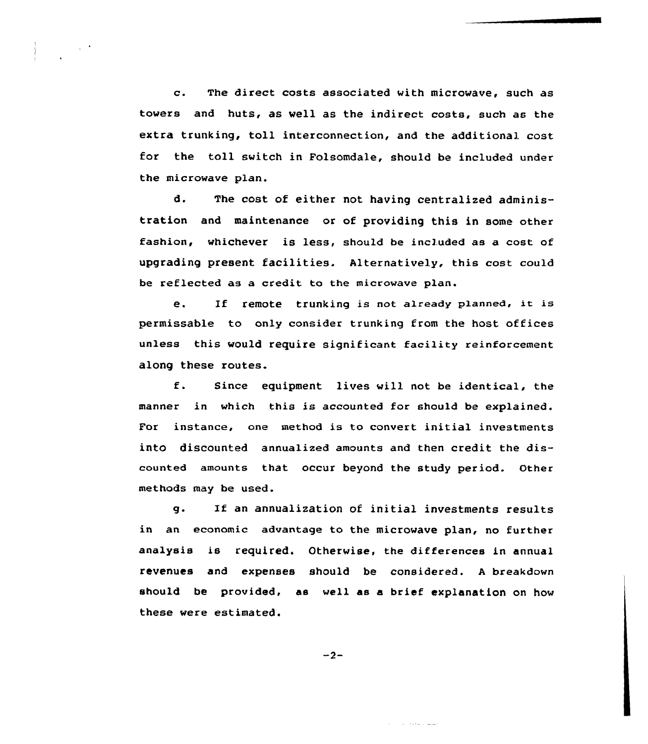c. The direct costs associated with microwave, such as towers and huts, as well as the indirect costs, such as the extra trunking, toll interconnection, and the additional cost for the toll switch in Folsomdale, should be included under the microwave plan.

d. The cost of either not having centralized administration and maintenance or of providing this in some other fashion, whichever is less, should be included as a cost of upgrading present facilities. Alternatively, this cost could be reflected as a credit to the microwave plan.

e. If remote trunking is not already planned, it is permissable to only consider trunking from the host offices unless this would require significant facility reinforcement along these routes.

f. Since equipment lives will not be identical, the manner in which this is accounted for should be explained. For instance, one method is to convert initial investments into discounted annualized amounts and then credit the discounted amounts that occur beyond the study period. Other methods may be used.

g. If an annualization of initial investments results in an economic advantage to the microwave plan, no further analysis is required. Otherwise, the differences in annual revenues and expenses should be considered. A breakdown should be provided, as well as a brief explanation on how these were estimated.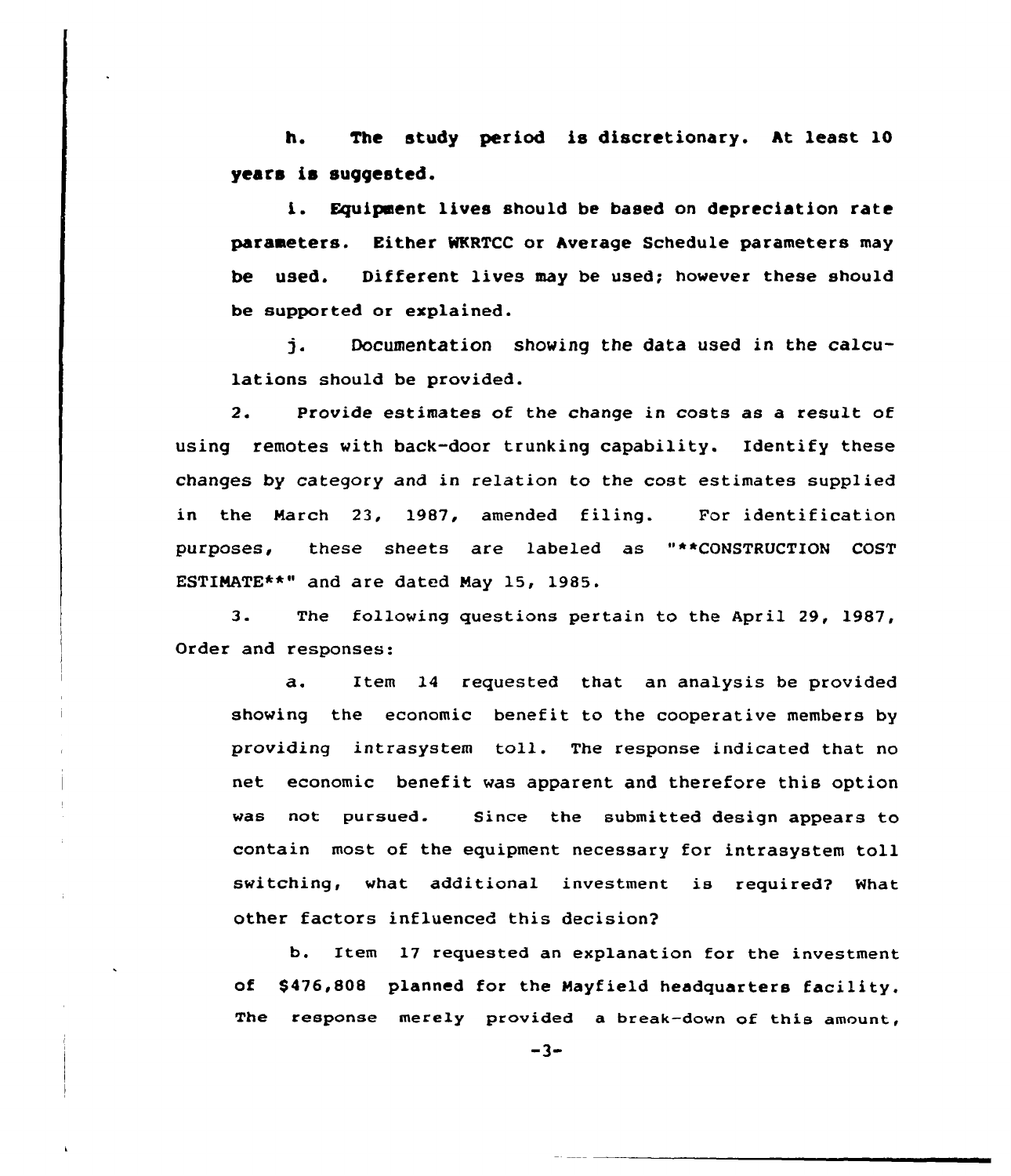h. The study period is discretionary. At least 10 years is suggested.

i. Equipment lives should be based on depreciation rate parameters. Either WKRTCC or Average Schedule parameters may be used. Different lives may be used; however these should be supported or explained.

j. Documentation showing the data used in the calculations should be provided.

2. Provide estimates of the change in costs as a result of using remotes with back-door trunking capability. Identify these changes by category and in relation to the cost estimates supplied in the March 23, 1987, amended filing. For identification purposes, these sheets are labeled as "**CONSTRUCTION COST ESTIMATE**" and are dated May 15, 1985.

3. The following questions pertain to the April 29, 1987, Order and responses:

a. Item 14 requested that an analysis be provided showing the economic benefit to the cooperative members by providing intrasystem toll. The response indicated that no net economic benefit was apparent and therefore this option was not pursued. Since the submitted design appears to contain most of the equipment necessary for intrasystem toll switching, what additional investment is required? What other factors influenced this decision?

b. Item 17 requested an explanation for the investment of $476,808 planned for the Mayfield headquarters facility. The response merely provided a break-down of this amount,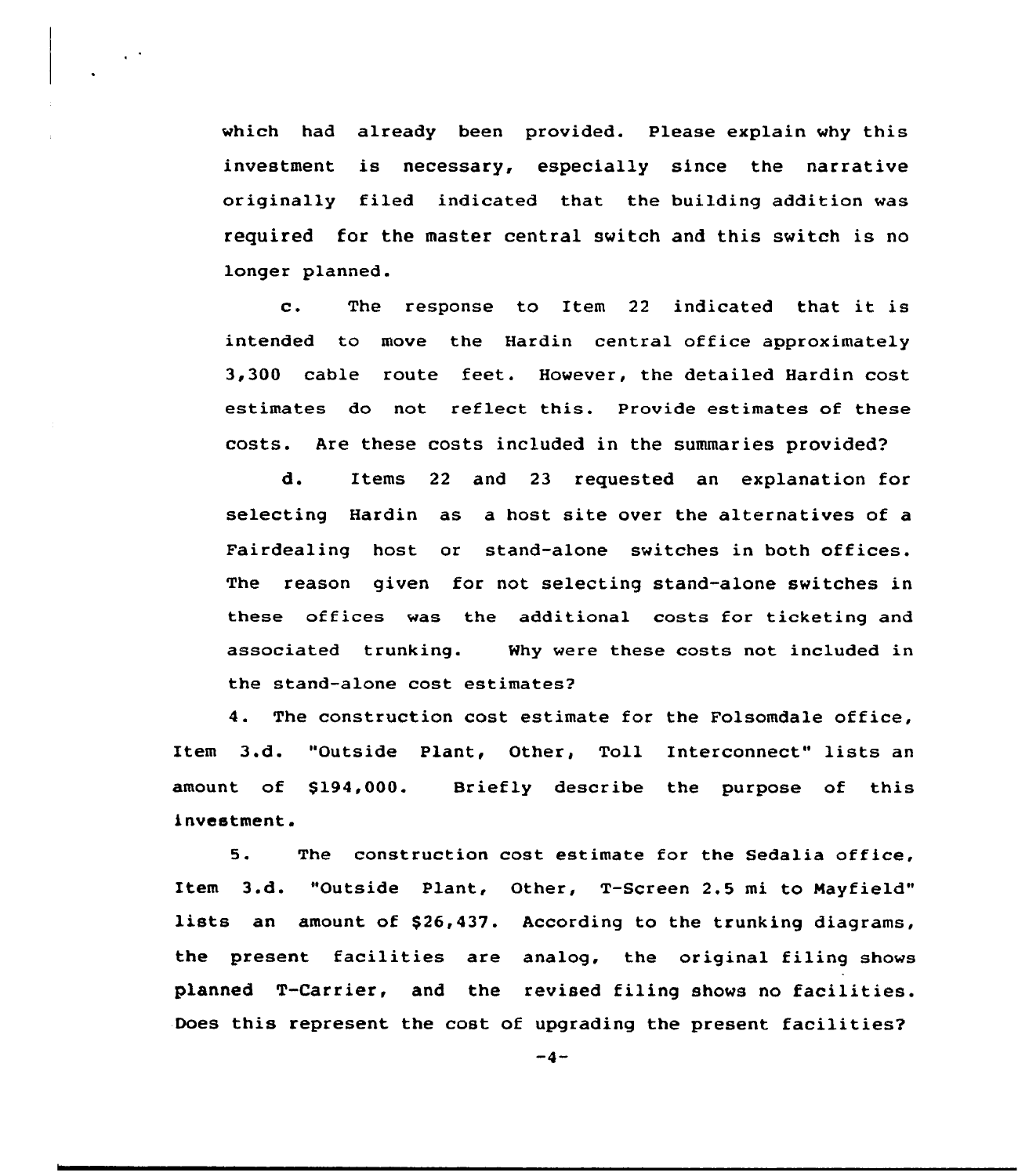which had already been provided. Please explain why this investment is necessary, especially since the narrative originally filed indicated that the building addition was required for the master central switch and this switch is no longer planned.

c. The response to Item 22 indicated that it is intended to move the Hardin central office approximately 3,300 cable route feet. However, the detailed Hardin cost estimates do not reflect this. Provide estimates of these costs. Are these costs included in the summaries provided?

d. Items 22 and 23 requested an explanation for selecting Hardin as a host site over the alternatives of a Fairdealing host or stand-alone switches in both offices. The reason given for not selecting stand-alone switches in these offices was the additional costs for ticketing and associated trunking. Why were these costs not included in the stand-alone cost estimates?

4. The construction cost estimate for the Folsomdale office, Item 3.d. "Outside Plant, Other, Toll Interconnect" lists an amount of $194,000. Briefly describe the purpose of this investment.

5. The construction cost estimate for the Sedalia office, Item 3.d. "Outside Plant, Other, T-Screen 2.5 mi to Mayfield" lists an amount of $26,437. According to the trunking diagrams, the present facilities are analog, the original filing shows planned T-Carrier, and the revised filing shows no facilities. Does this represent the cost of upgrading the present facilities?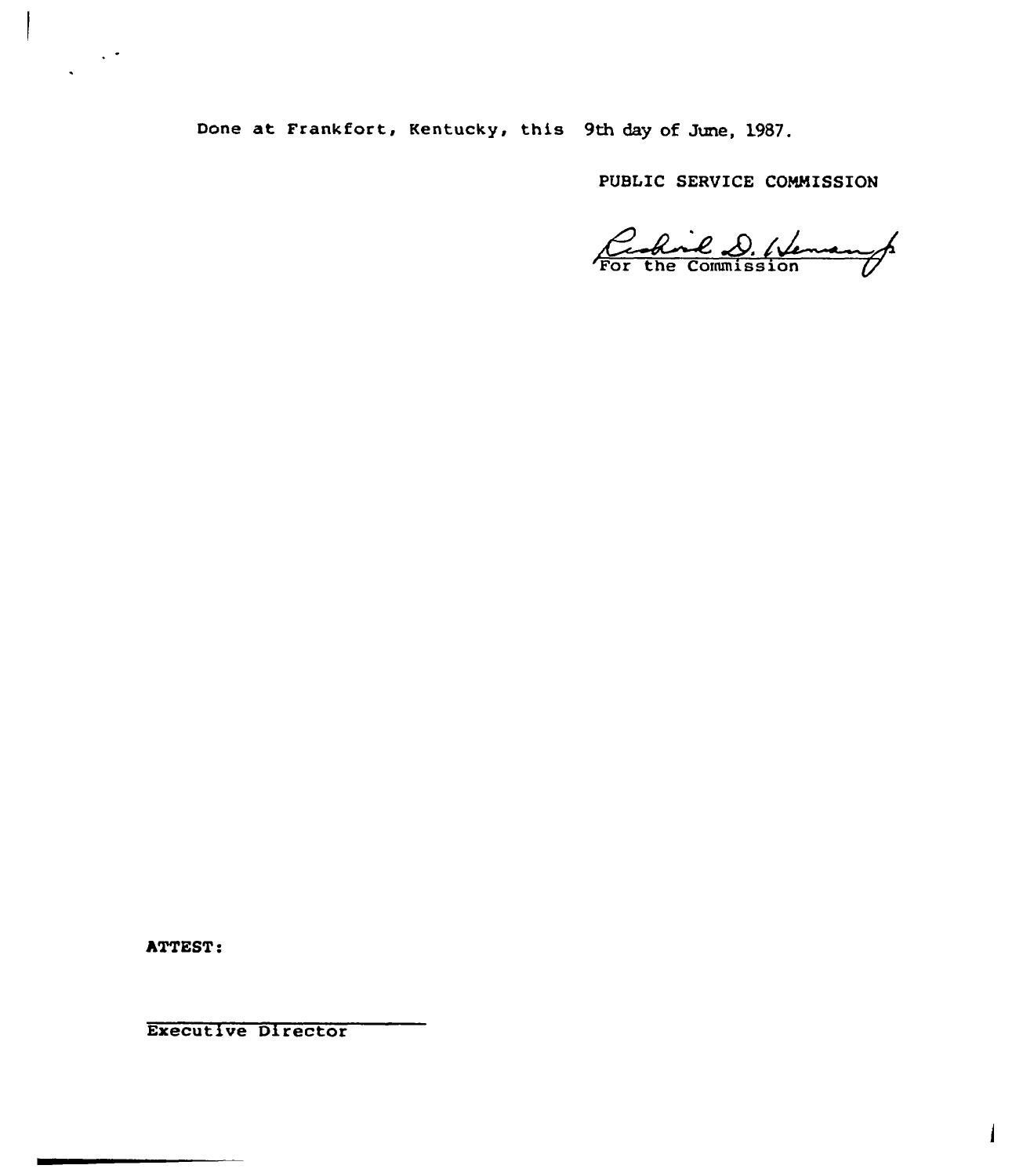Done at Frankfort, Kentucky, this 9th day of June, 1987.

PUBLIC SERVICE COMMISSION

For the Commission

ATTEST:

Executive Director